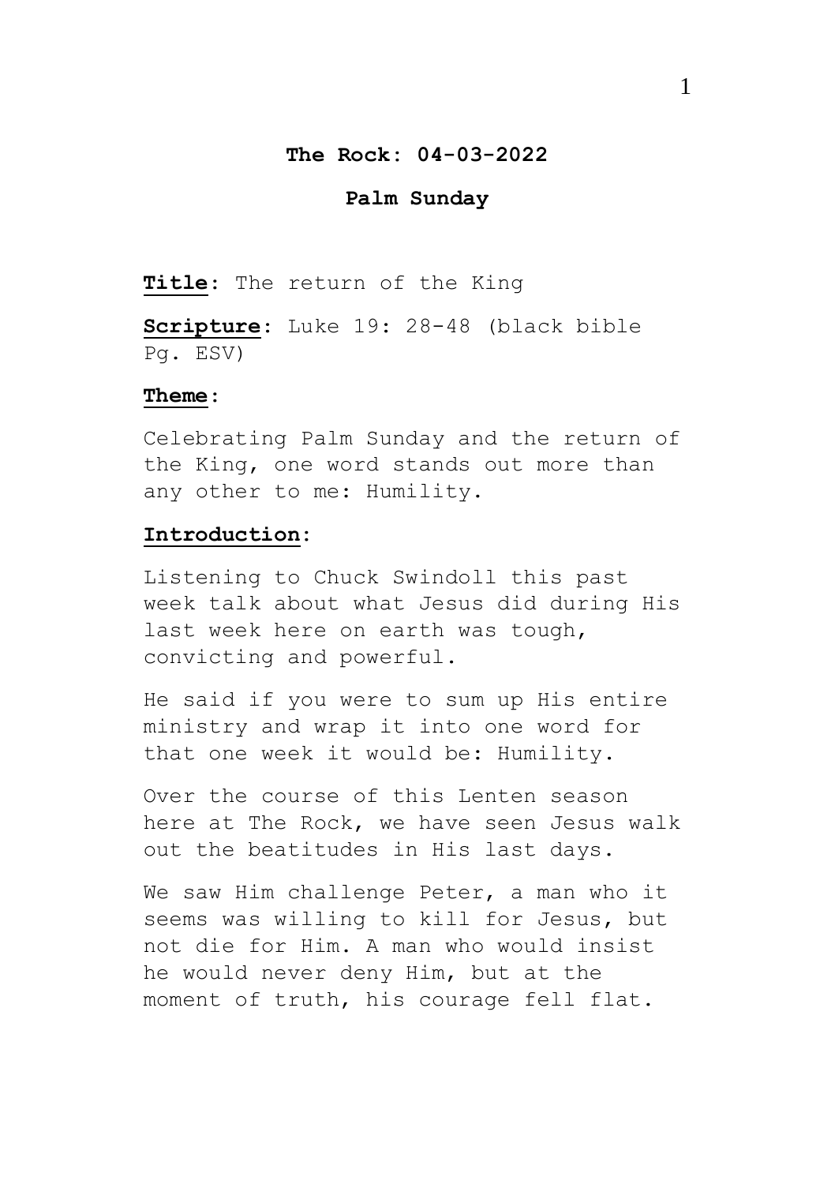**The Rock: 04-03-2022**

**Palm Sunday**

**Title**: The return of the King

**Scripture**: Luke 19: 28-48 (black bible Pg. ESV)

**Theme**:

Celebrating Palm Sunday and the return of the King, one word stands out more than any other to me: Humility.

**Introduction**:

Listening to Chuck Swindoll this past week talk about what Jesus did during His last week here on earth was tough, convicting and powerful.

He said if you were to sum up His entire ministry and wrap it into one word for that one week it would be: Humility.

Over the course of this Lenten season here at The Rock, we have seen Jesus walk out the beatitudes in His last days.

We saw Him challenge Peter, a man who it seems was willing to kill for Jesus, but not die for Him. A man who would insist he would never deny Him, but at the moment of truth, his courage fell flat.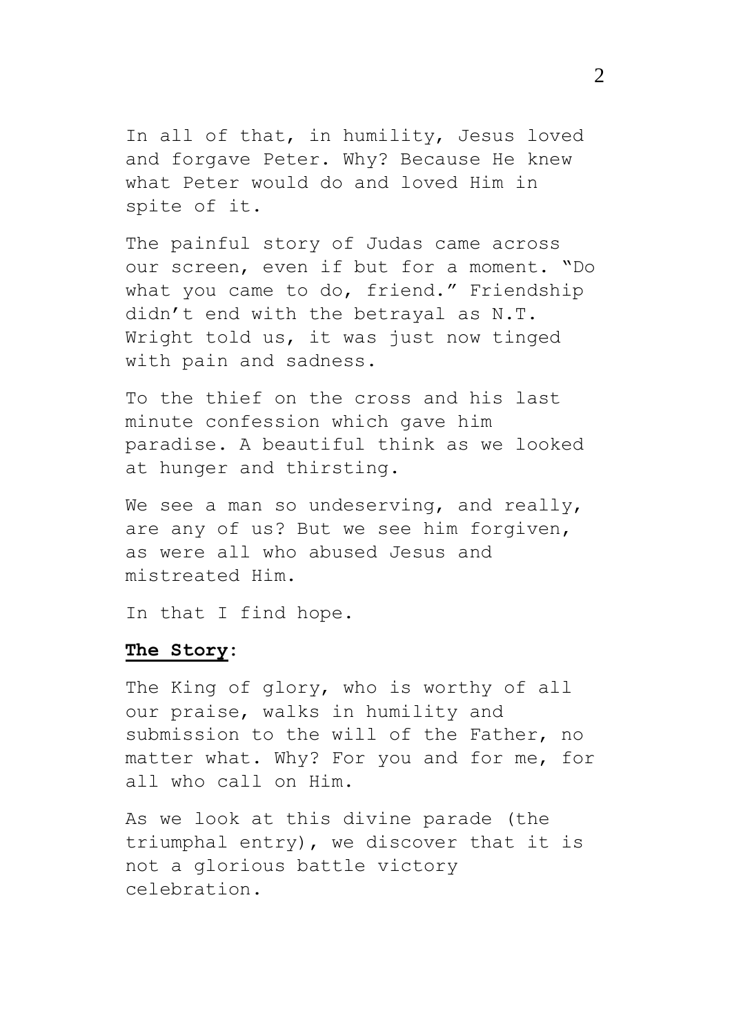In all of that, in humility, Jesus loved and forgave Peter. Why? Because He knew what Peter would do and loved Him in spite of it.

The painful story of Judas came across our screen, even if but for a moment. "Do what you came to do, friend." Friendship didn't end with the betrayal as N.T. Wright told us, it was just now tinged with pain and sadness.

To the thief on the cross and his last minute confession which gave him paradise. A beautiful think as we looked at hunger and thirsting.

We see a man so undeserving, and really, are any of us? But we see him forgiven, as were all who abused Jesus and mistreated Him.

In that I find hope.

**<u>The Story</u>:**

The King of glory, who is worthy of all our praise, walks in humility and submission to the will of the Father, no matter what. Why? For you and for me, for all who call on Him.

As we look at this divine parade (the triumphal entry), we discover that it is not a glorious battle victory celebration.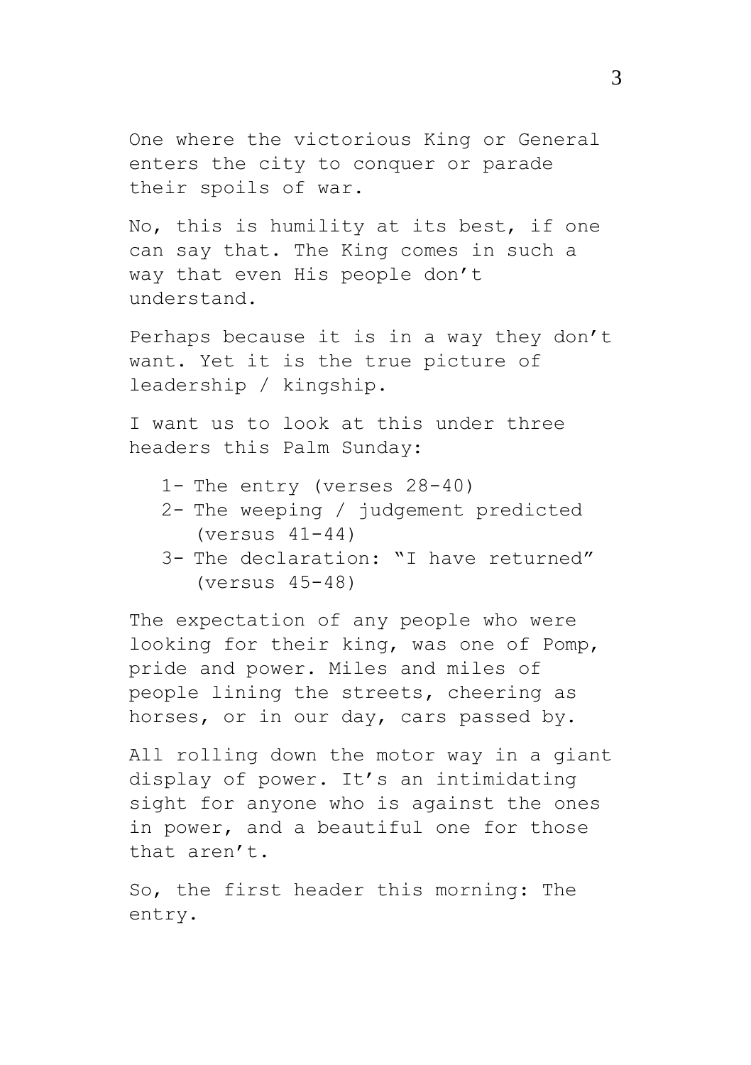One where the victorious King or General enters the city to conquer or parade their spoils of war.

No, this is humility at its best, if one can say that. The King comes in such a way that even His people don't understand.

Perhaps because it is in a way they don't want. Yet it is the true picture of leadership / kingship.

I want us to look at this under three headers this Palm Sunday:

1- The entry (verses 28-40)
2- The weeping / judgement predicted (versus 41-44)
3- The declaration: "I have returned" (versus 45-48)

The expectation of any people who were looking for their king, was one of Pomp, pride and power. Miles and miles of people lining the streets, cheering as horses, or in our day, cars passed by.

All rolling down the motor way in a giant display of power. It's an intimidating sight for anyone who is against the ones in power, and a beautiful one for those that aren't.

So, the first header this morning: The entry.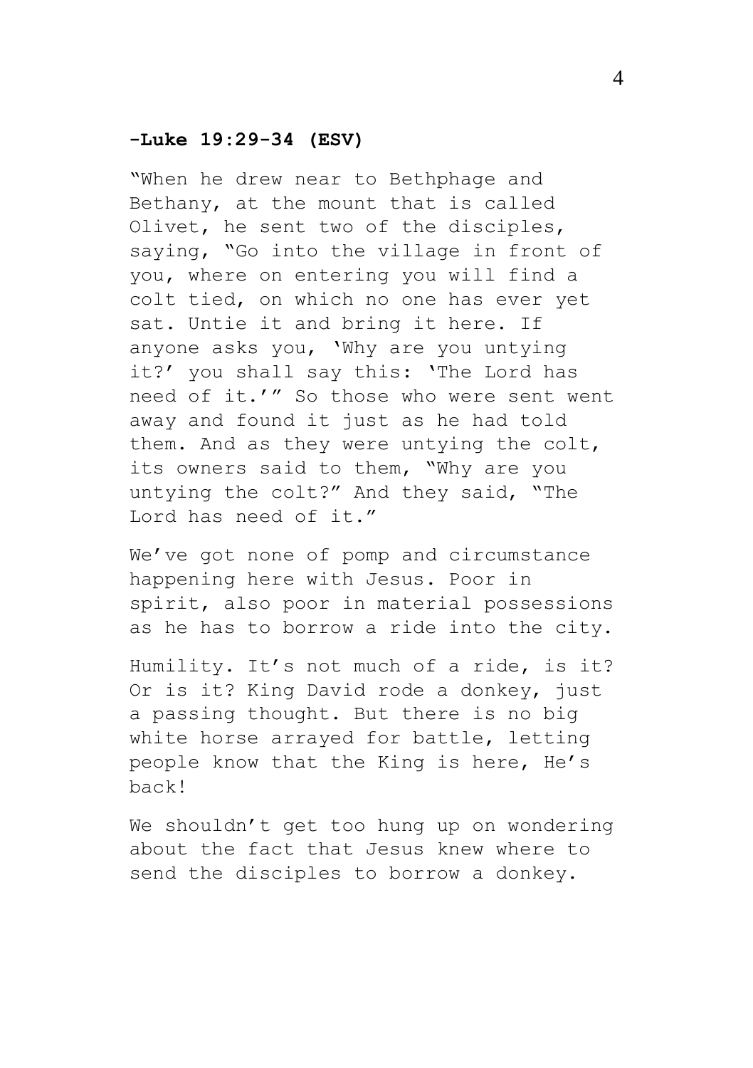**-Luke 19:29-34 (ESV)**

"When he drew near to Bethphage and Bethany, at the mount that is called Olivet, he sent two of the disciples, saying, "Go into the village in front of you, where on entering you will find a colt tied, on which no one has ever yet sat. Untie it and bring it here. If anyone asks you, 'Why are you untying it?' you shall say this: 'The Lord has need of it.'" So those who were sent went away and found it just as he had told them. And as they were untying the colt, its owners said to them, "Why are you untying the colt?" And they said, "The Lord has need of it."

We've got none of pomp and circumstance happening here with Jesus. Poor in spirit, also poor in material possessions as he has to borrow a ride into the city.

Humility. It's not much of a ride, is it? Or is it? King David rode a donkey, just a passing thought. But there is no big white horse arrayed for battle, letting people know that the King is here, He's back!

We shouldn't get too hung up on wondering about the fact that Jesus knew where to send the disciples to borrow a donkey.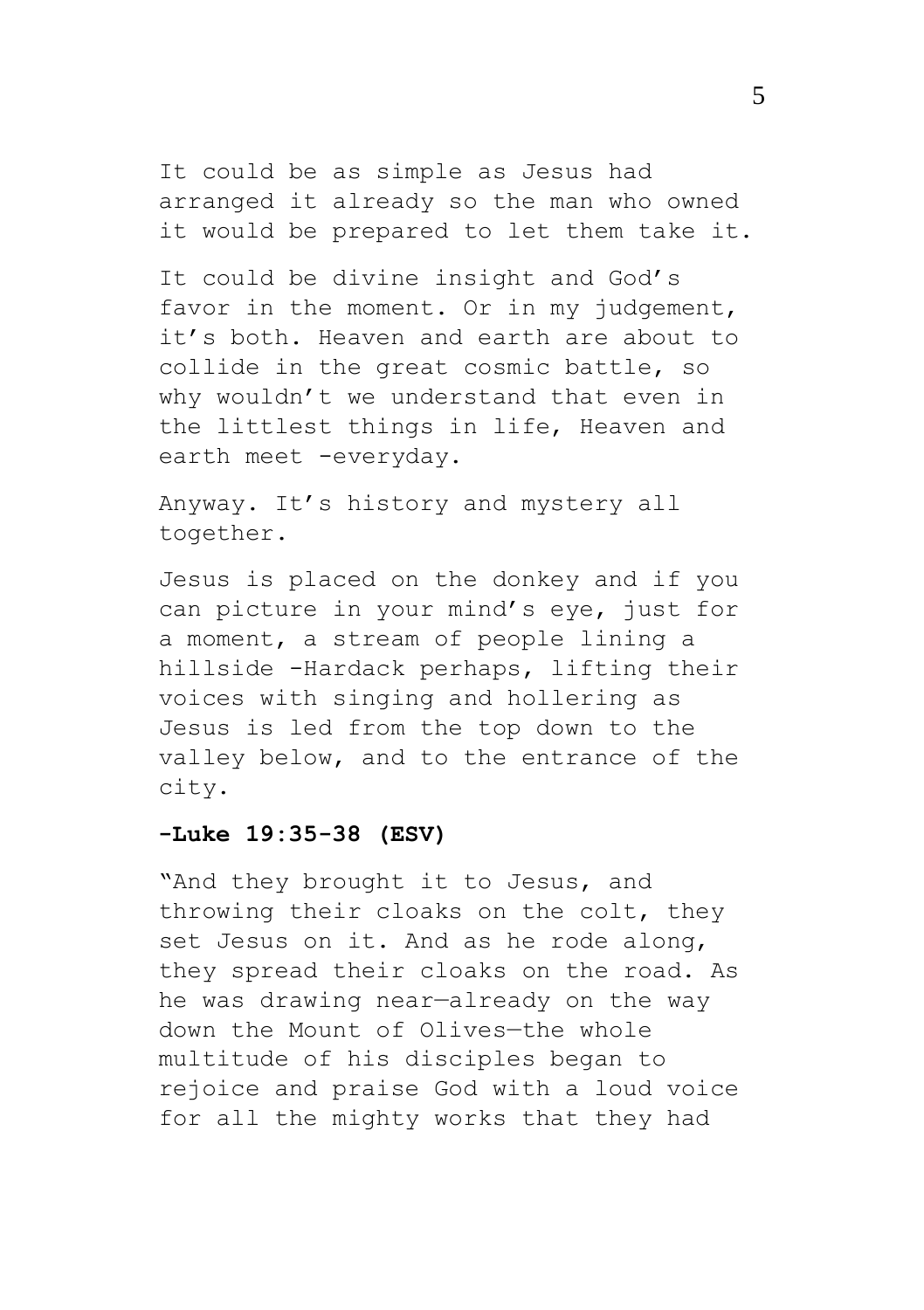It could be as simple as Jesus had arranged it already so the man who owned it would be prepared to let them take it.

It could be divine insight and God's favor in the moment. Or in my judgement, it's both. Heaven and earth are about to collide in the great cosmic battle, so why wouldn't we understand that even in the littlest things in life, Heaven and earth meet -everyday.

Anyway. It's history and mystery all together.

Jesus is placed on the donkey and if you can picture in your mind's eye, just for a moment, a stream of people lining a hillside -Hardack perhaps, lifting their voices with singing and hollering as Jesus is led from the top down to the valley below, and to the entrance of the city.

**-Luke 19:35-38 (ESV)**

"And they brought it to Jesus, and throwing their cloaks on the colt, they set Jesus on it. And as he rode along, they spread their cloaks on the road. As he was drawing near—already on the way down the Mount of Olives—the whole multitude of his disciples began to rejoice and praise God with a loud voice for all the mighty works that they had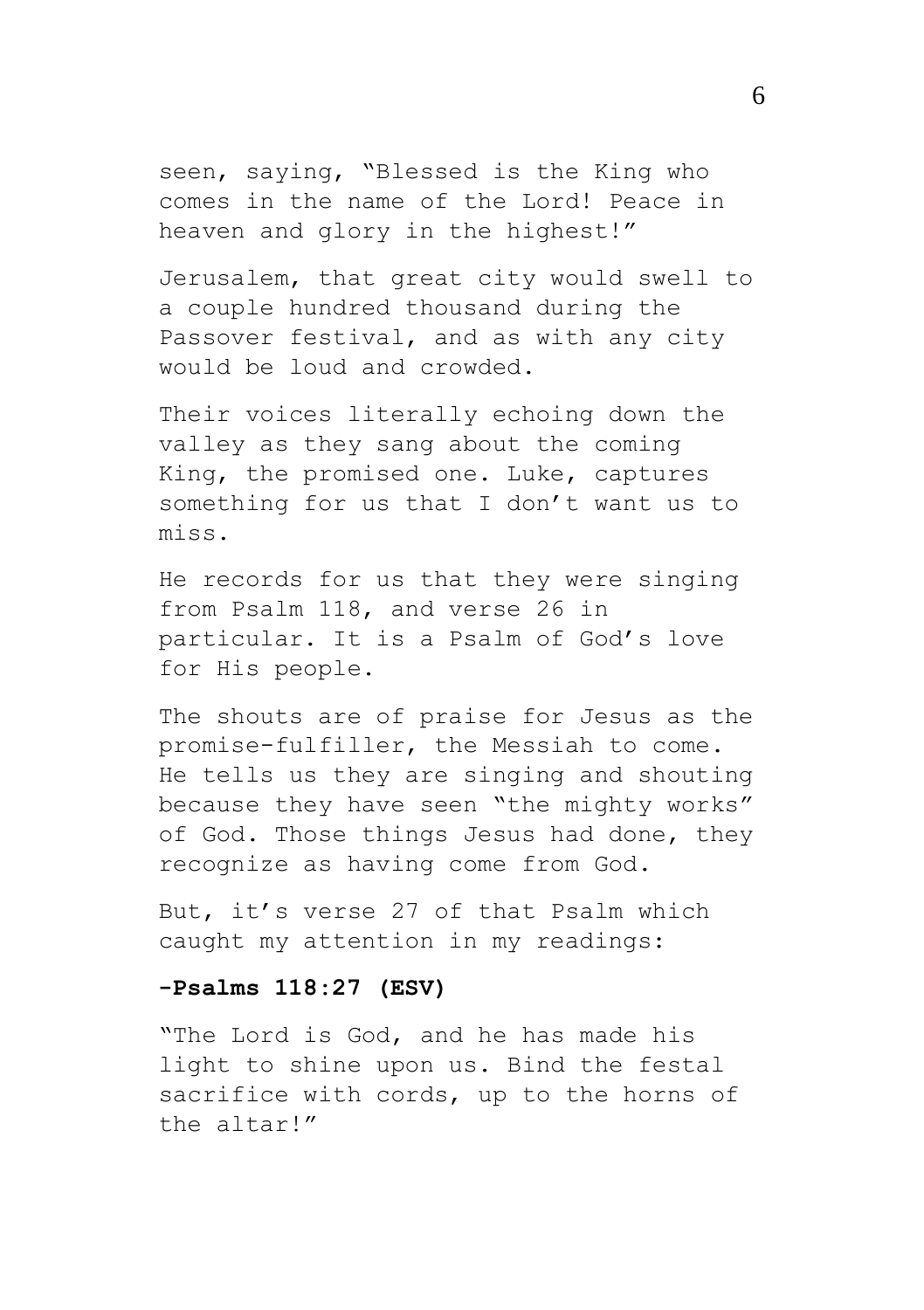seen, saying, "Blessed is the King who comes in the name of the Lord! Peace in heaven and glory in the highest!"

Jerusalem, that great city would swell to a couple hundred thousand during the Passover festival, and as with any city would be loud and crowded.

Their voices literally echoing down the valley as they sang about the coming King, the promised one. Luke, captures something for us that I don't want us to miss.

He records for us that they were singing from Psalm 118, and verse 26 in particular. It is a Psalm of God's love for His people.

The shouts are of praise for Jesus as the promise-fulfiller, the Messiah to come. He tells us they are singing and shouting because they have seen "the mighty works" of God. Those things Jesus had done, they recognize as having come from God.

But, it's verse 27 of that Psalm which caught my attention in my readings:

**-Psalms 118:27 (ESV)**

"The Lord is God, and he has made his light to shine upon us. Bind the festal sacrifice with cords, up to the horns of the altar!"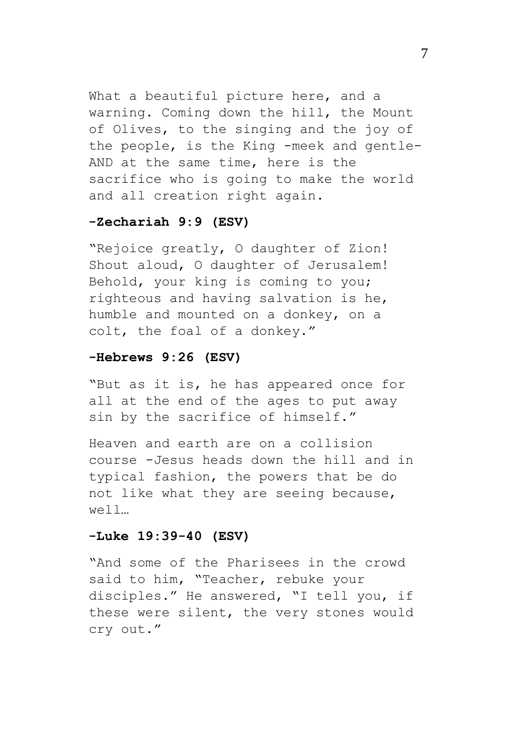What a beautiful picture here, and a warning. Coming down the hill, the Mount of Olives, to the singing and the joy of the people, is the King -meek and gentle- AND at the same time, here is the sacrifice who is going to make the world and all creation right again.

**-Zechariah 9:9 (ESV)**

"Rejoice greatly, O daughter of Zion! Shout aloud, O daughter of Jerusalem! Behold, your king is coming to you; righteous and having salvation is he, humble and mounted on a donkey, on a colt, the foal of a donkey."

**-Hebrews 9:26 (ESV)**

"But as it is, he has appeared once for all at the end of the ages to put away sin by the sacrifice of himself."

Heaven and earth are on a collision course -Jesus heads down the hill and in typical fashion, the powers that be do not like what they are seeing because, well…

**-Luke 19:39-40 (ESV)**

"And some of the Pharisees in the crowd said to him, "Teacher, rebuke your disciples." He answered, "I tell you, if these were silent, the very stones would cry out."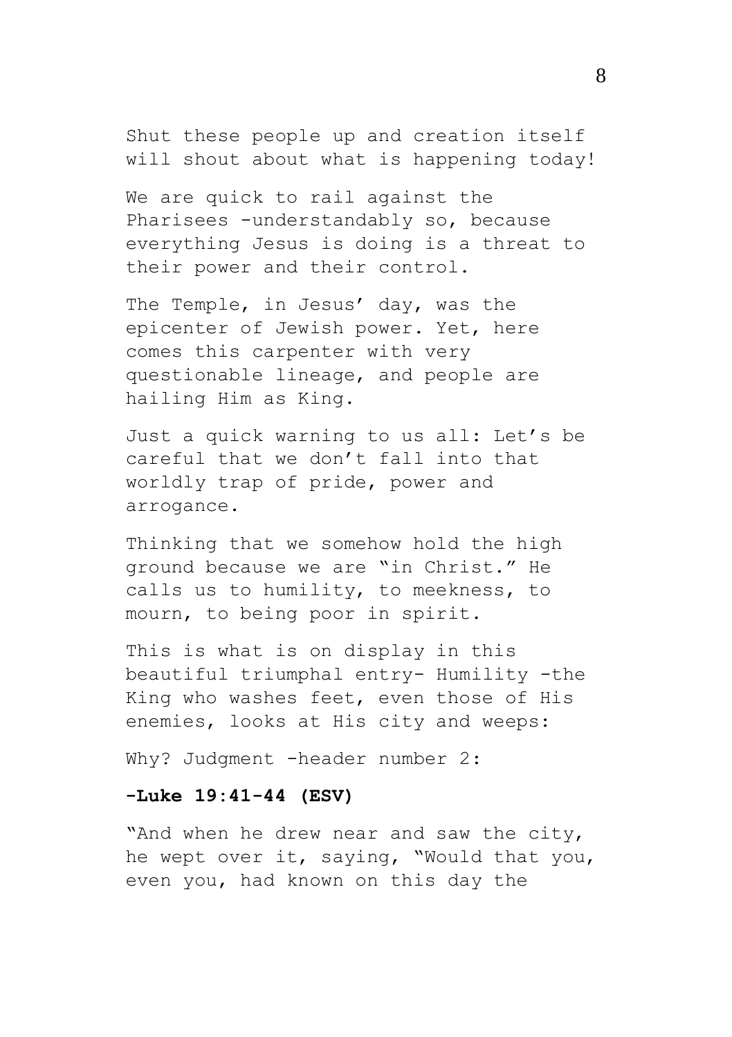Shut these people up and creation itself will shout about what is happening today!

We are quick to rail against the Pharisees -understandably so, because everything Jesus is doing is a threat to their power and their control.

The Temple, in Jesus' day, was the epicenter of Jewish power. Yet, here comes this carpenter with very questionable lineage, and people are hailing Him as King.

Just a quick warning to us all: Let's be careful that we don't fall into that worldly trap of pride, power and arrogance.

Thinking that we somehow hold the high ground because we are "in Christ." He calls us to humility, to meekness, to mourn, to being poor in spirit.

This is what is on display in this beautiful triumphal entry- Humility -the King who washes feet, even those of His enemies, looks at His city and weeps:

Why? Judgment -header number 2:

**-Luke 19:41-44 (ESV)**

"And when he drew near and saw the city, he wept over it, saying, "Would that you, even you, had known on this day the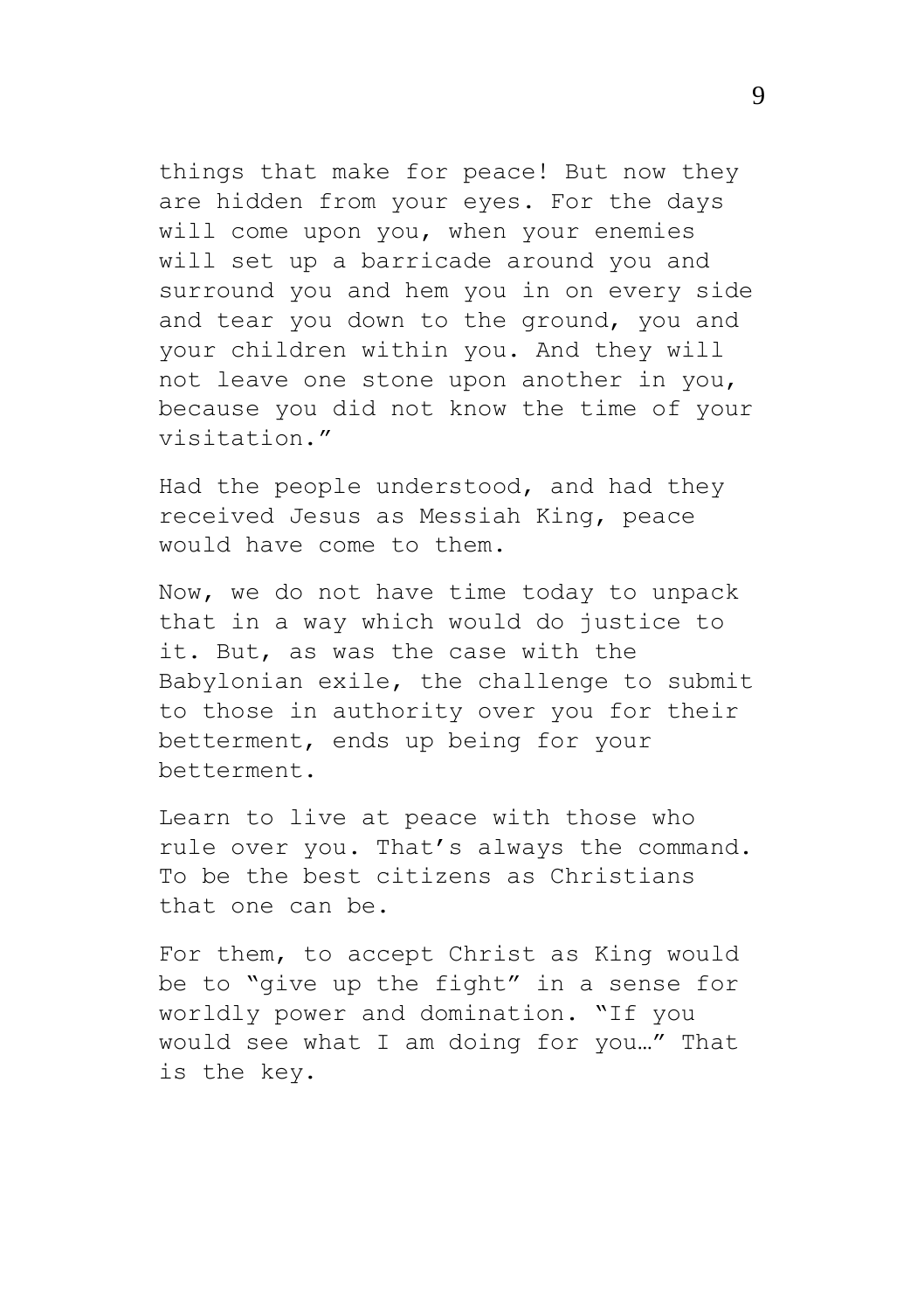things that make for peace! But now they are hidden from your eyes. For the days will come upon you, when your enemies will set up a barricade around you and surround you and hem you in on every side and tear you down to the ground, you and your children within you. And they will not leave one stone upon another in you, because you did not know the time of your visitation."

Had the people understood, and had they received Jesus as Messiah King, peace would have come to them.

Now, we do not have time today to unpack that in a way which would do justice to it. But, as was the case with the Babylonian exile, the challenge to submit to those in authority over you for their betterment, ends up being for your betterment.

Learn to live at peace with those who rule over you. That's always the command. To be the best citizens as Christians that one can be.

For them, to accept Christ as King would be to "give up the fight" in a sense for worldly power and domination. "If you would see what I am doing for you…" That is the key.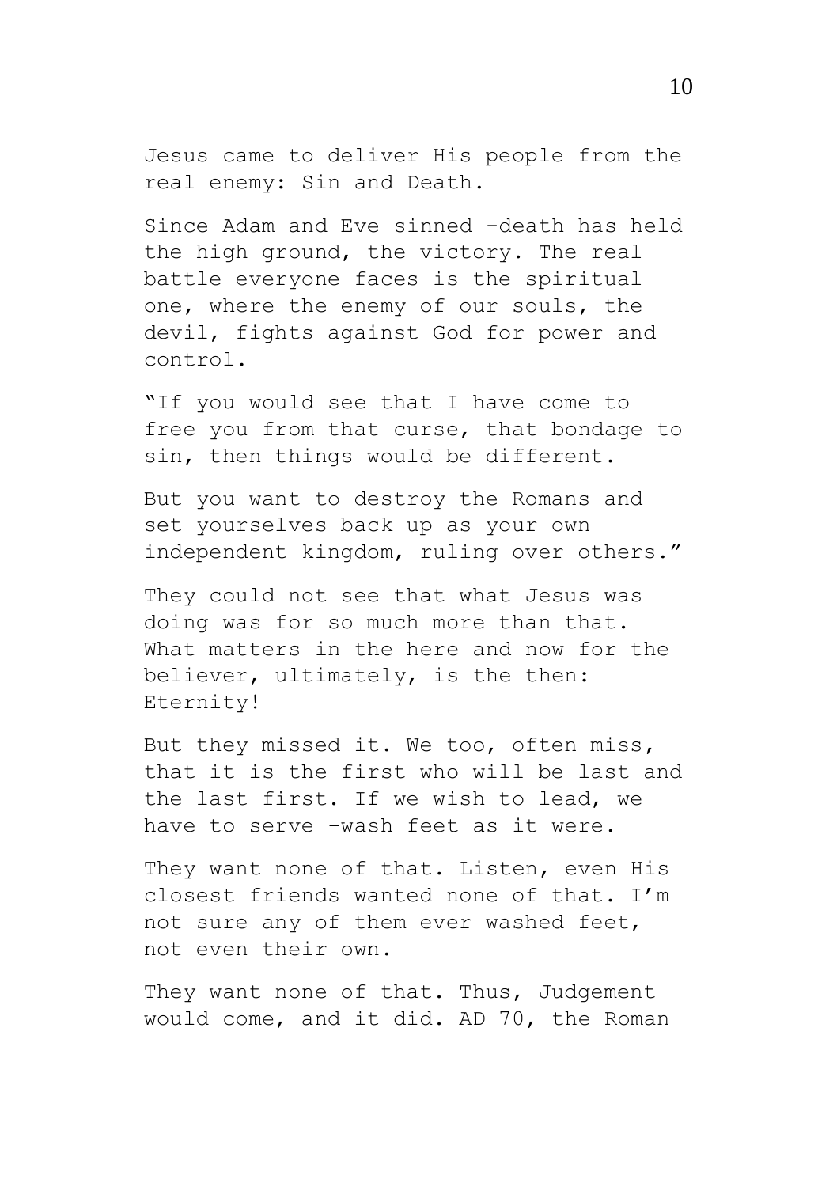Jesus came to deliver His people from the real enemy: Sin and Death.

Since Adam and Eve sinned -death has held the high ground, the victory. The real battle everyone faces is the spiritual one, where the enemy of our souls, the devil, fights against God for power and control.

"If you would see that I have come to free you from that curse, that bondage to sin, then things would be different.

But you want to destroy the Romans and set yourselves back up as your own independent kingdom, ruling over others."

They could not see that what Jesus was doing was for so much more than that. What matters in the here and now for the believer, ultimately, is the then: Eternity!

But they missed it. We too, often miss, that it is the first who will be last and the last first. If we wish to lead, we have to serve -wash feet as it were.

They want none of that. Listen, even His closest friends wanted none of that. I'm not sure any of them ever washed feet, not even their own.

They want none of that. Thus, Judgement would come, and it did. AD 70, the Roman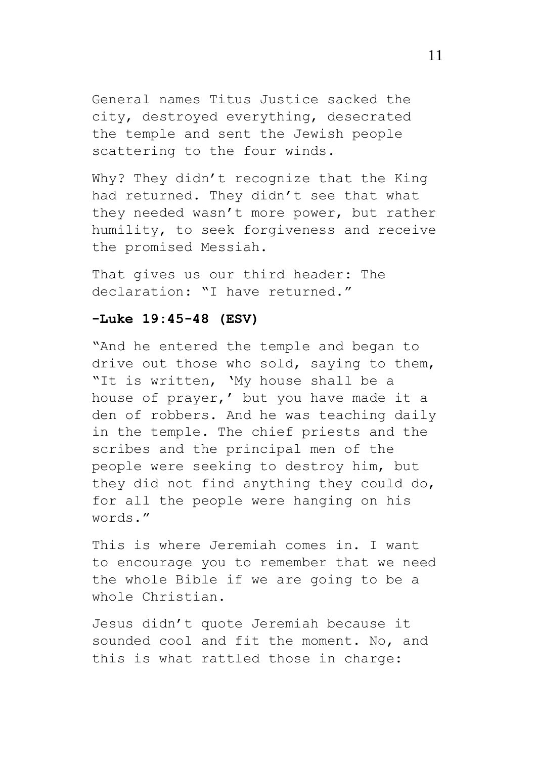General names Titus Justice sacked the city, destroyed everything, desecrated the temple and sent the Jewish people scattering to the four winds.

Why? They didn't recognize that the King had returned. They didn't see that what they needed wasn't more power, but rather humility, to seek forgiveness and receive the promised Messiah.

That gives us our third header: The declaration: "I have returned."

**-Luke 19:45-48 (ESV)**

"And he entered the temple and began to drive out those who sold, saying to them, "It is written, 'My house shall be a house of prayer,' but you have made it a den of robbers. And he was teaching daily in the temple. The chief priests and the scribes and the principal men of the people were seeking to destroy him, but they did not find anything they could do, for all the people were hanging on his words."

This is where Jeremiah comes in. I want to encourage you to remember that we need the whole Bible if we are going to be a whole Christian.

Jesus didn't quote Jeremiah because it sounded cool and fit the moment. No, and this is what rattled those in charge: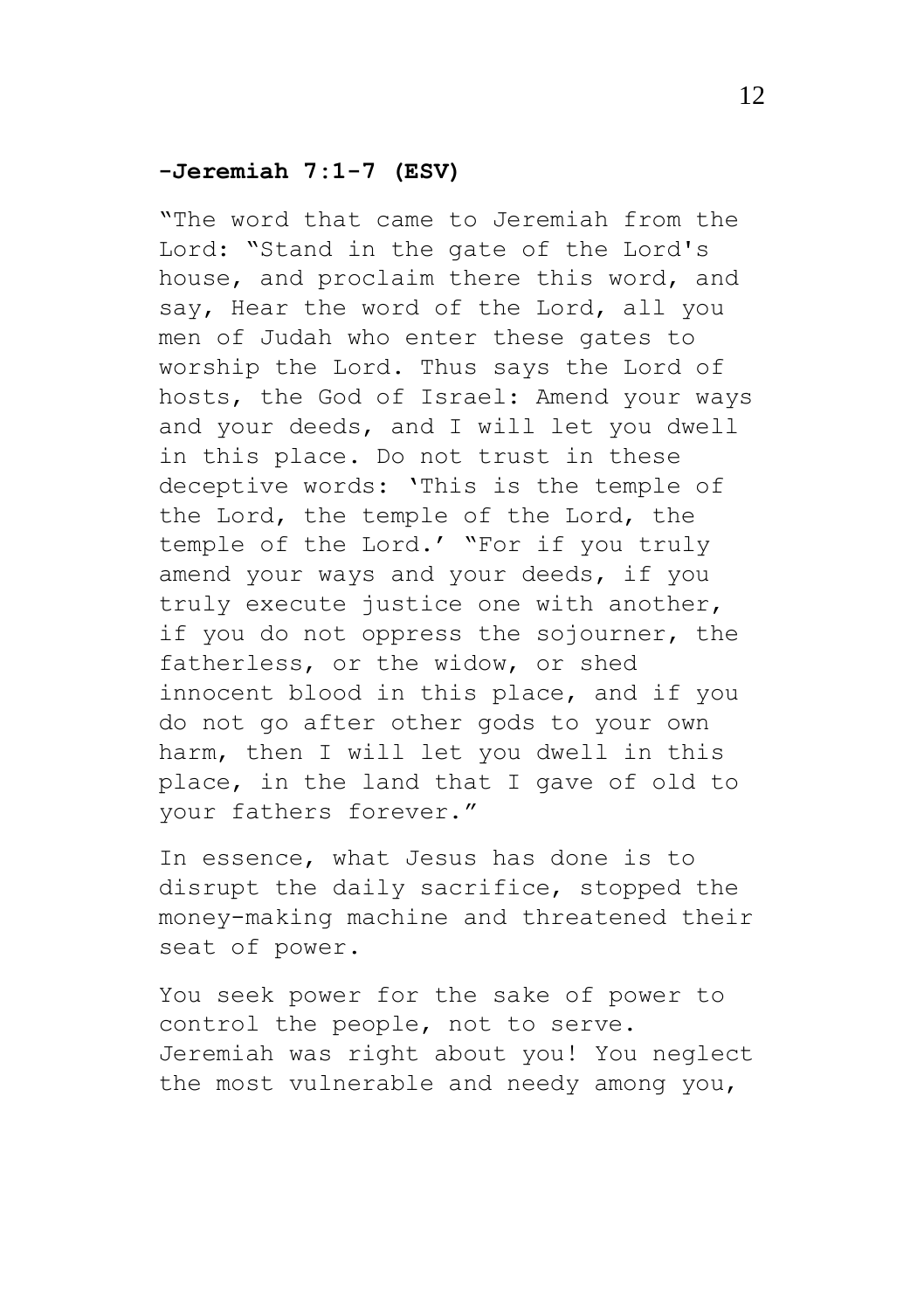**-Jeremiah 7:1-7 (ESV)**

"The word that came to Jeremiah from the Lord: "Stand in the gate of the Lord's house, and proclaim there this word, and say, Hear the word of the Lord, all you men of Judah who enter these gates to worship the Lord. Thus says the Lord of hosts, the God of Israel: Amend your ways and your deeds, and I will let you dwell in this place. Do not trust in these deceptive words: 'This is the temple of the Lord, the temple of the Lord, the temple of the Lord.' "For if you truly amend your ways and your deeds, if you truly execute justice one with another, if you do not oppress the sojourner, the fatherless, or the widow, or shed innocent blood in this place, and if you do not go after other gods to your own harm, then I will let you dwell in this place, in the land that I gave of old to your fathers forever."

In essence, what Jesus has done is to disrupt the daily sacrifice, stopped the money-making machine and threatened their seat of power.

You seek power for the sake of power to control the people, not to serve. Jeremiah was right about you! You neglect the most vulnerable and needy among you,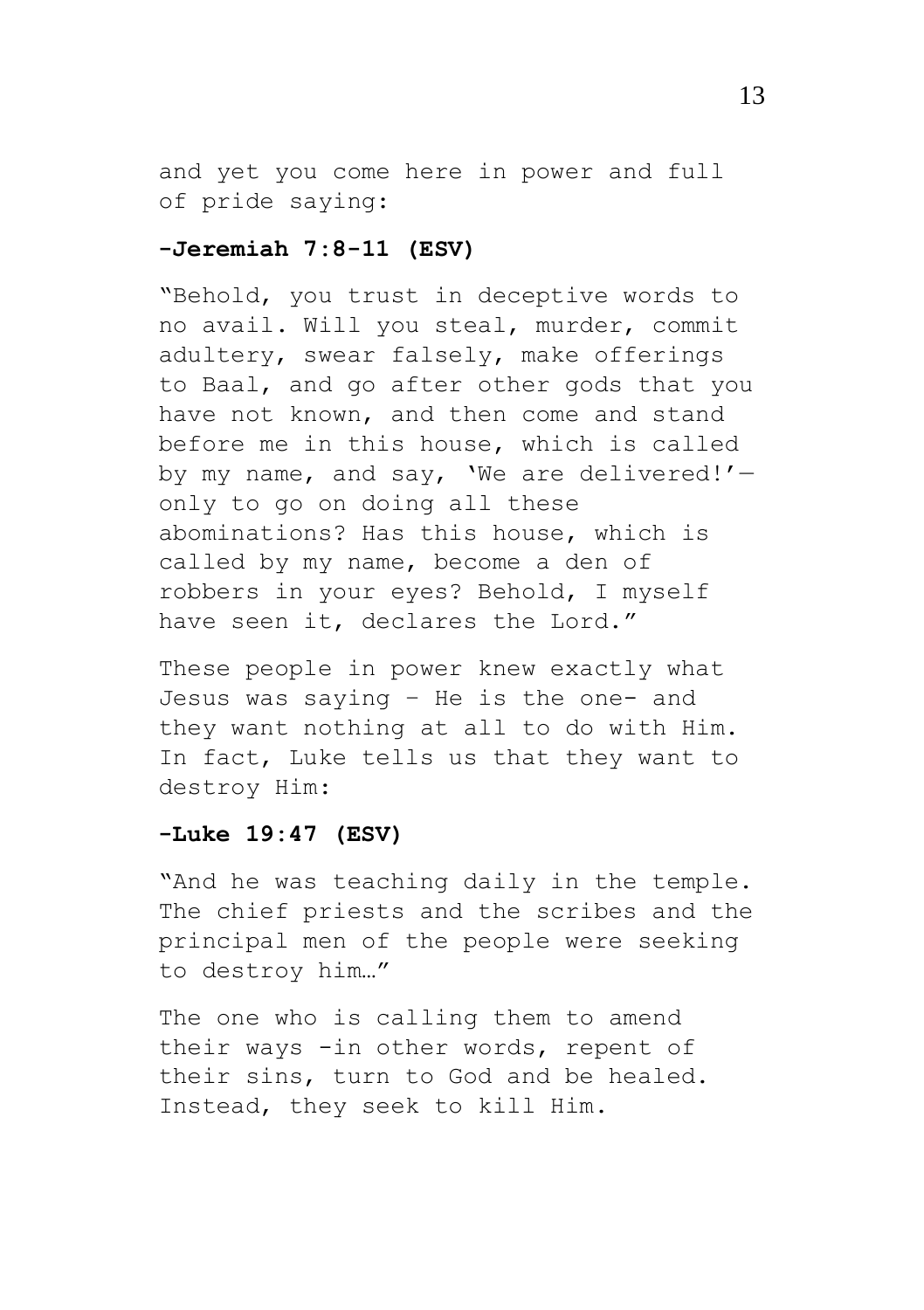and yet you come here in power and full of pride saying:

**-Jeremiah 7:8-11 (ESV)**

"Behold, you trust in deceptive words to no avail. Will you steal, murder, commit adultery, swear falsely, make offerings to Baal, and go after other gods that you have not known, and then come and stand before me in this house, which is called by my name, and say, 'We are delivered!'—only to go on doing all these abominations? Has this house, which is called by my name, become a den of robbers in your eyes? Behold, I myself have seen it, declares the Lord."

These people in power knew exactly what Jesus was saying – He is the one- and they want nothing at all to do with Him. In fact, Luke tells us that they want to destroy Him:

**-Luke 19:47 (ESV)**

"And he was teaching daily in the temple. The chief priests and the scribes and the principal men of the people were seeking to destroy him…"

The one who is calling them to amend their ways -in other words, repent of their sins, turn to God and be healed. Instead, they seek to kill Him.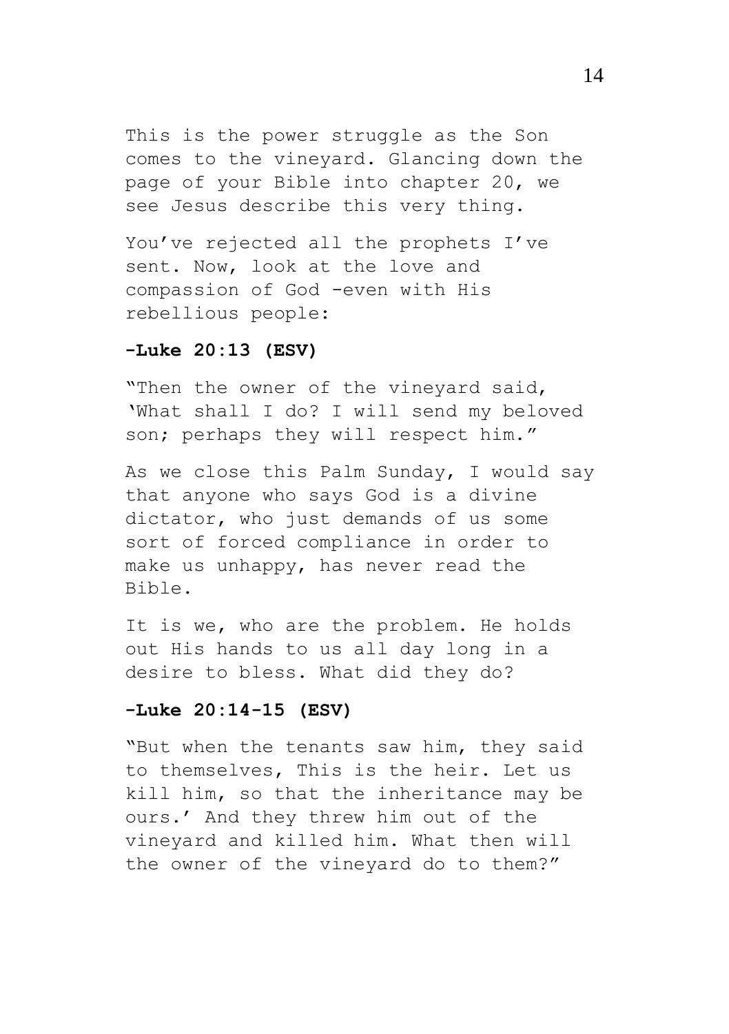This is the power struggle as the Son comes to the vineyard. Glancing down the page of your Bible into chapter 20, we see Jesus describe this very thing.

You've rejected all the prophets I've sent. Now, look at the love and compassion of God -even with His rebellious people:

**-Luke 20:13 (ESV)**

"Then the owner of the vineyard said, 'What shall I do? I will send my beloved son; perhaps they will respect him."

As we close this Palm Sunday, I would say that anyone who says God is a divine dictator, who just demands of us some sort of forced compliance in order to make us unhappy, has never read the Bible.

It is we, who are the problem. He holds out His hands to us all day long in a desire to bless. What did they do?

**-Luke 20:14-15 (ESV)**

"But when the tenants saw him, they said to themselves, This is the heir. Let us kill him, so that the inheritance may be ours.' And they threw him out of the vineyard and killed him. What then will the owner of the vineyard do to them?"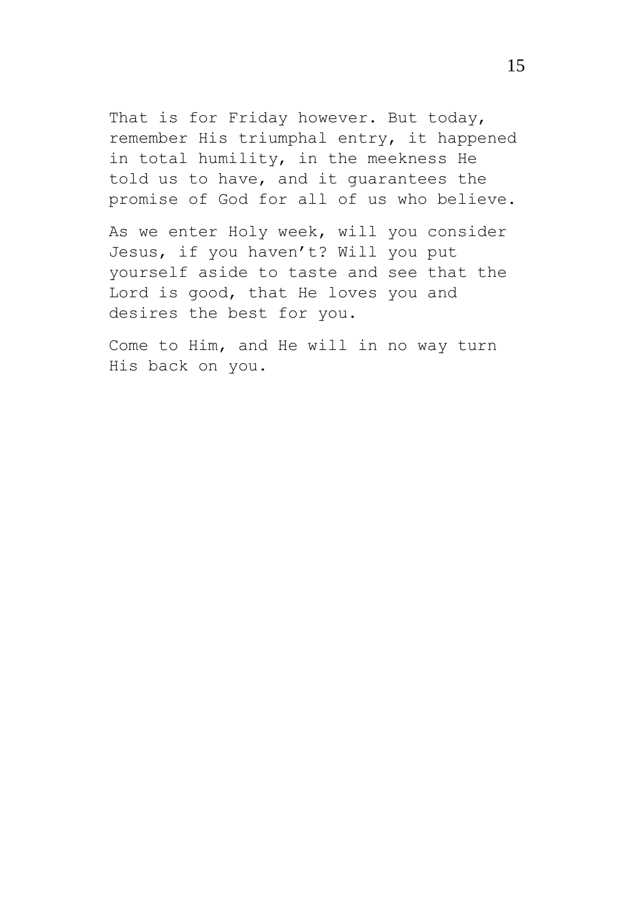That is for Friday however. But today, remember His triumphal entry, it happened in total humility, in the meekness He told us to have, and it guarantees the promise of God for all of us who believe.

As we enter Holy week, will you consider Jesus, if you haven't? Will you put yourself aside to taste and see that the Lord is good, that He loves you and desires the best for you.

Come to Him, and He will in no way turn His back on you.